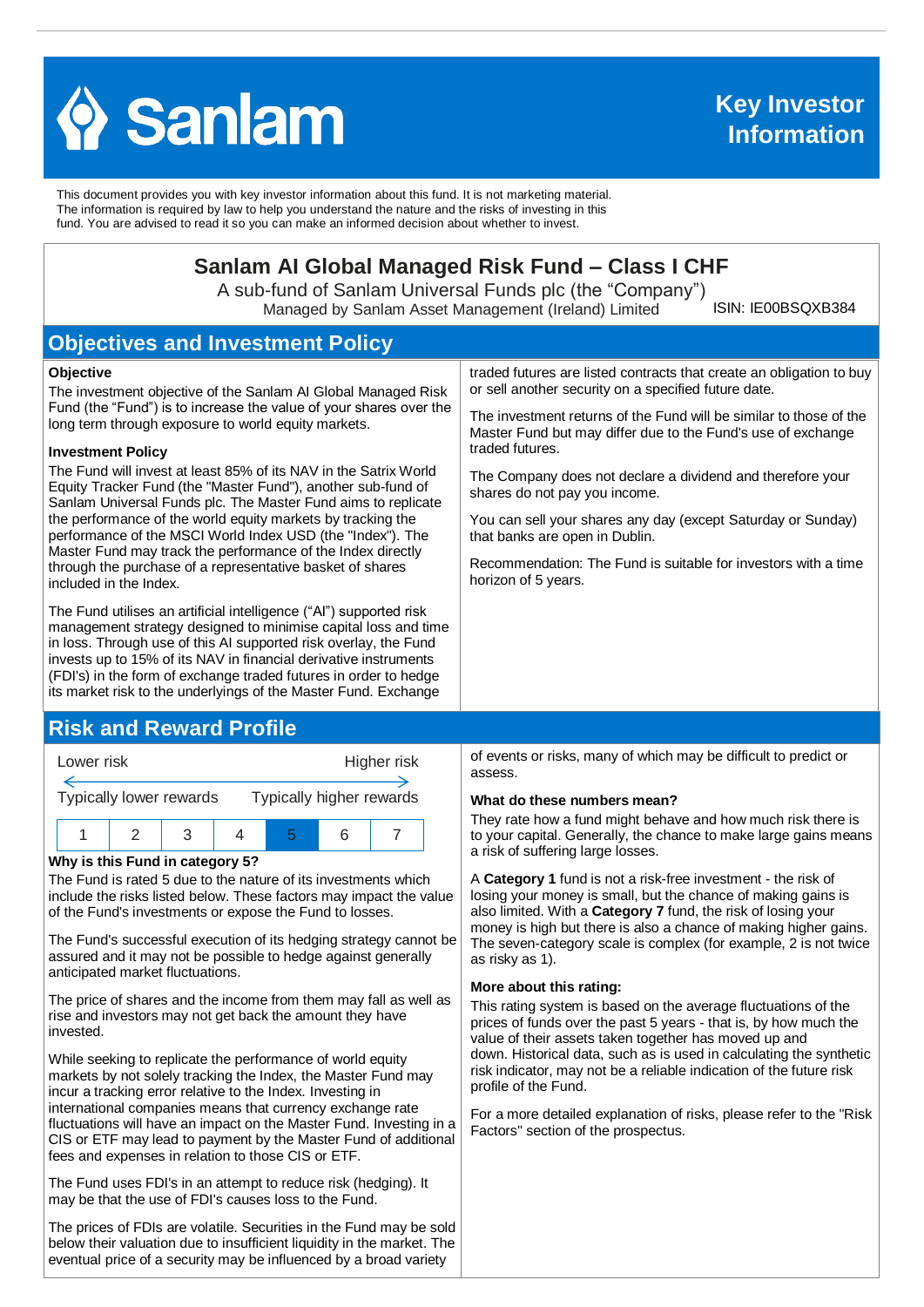# Sanlam

**Key Investor Information**

This document provides you with key investor information about this fund. It is not marketing material. The information is required by law to help you understand the nature and the risks of investing in this fund. You are advised to read it so you can make an informed decision about whether to invest.

## Sanlam AI Global Managed Risk Fund – Class I CHF

A sub-fund of Sanlam Universal Funds plc (the "Company")
Managed by Sanlam Asset Management (Ireland) Limited ISIN: IE00BSQXB384

## Objectives and Investment Policy

**Objective**

The investment objective of the Sanlam AI Global Managed Risk Fund (the "Fund") is to increase the value of your shares over the long term through exposure to world equity markets.

**Investment Policy**

The Fund will invest at least 85% of its NAV in the Satrix World Equity Tracker Fund (the "Master Fund"), another sub-fund of Sanlam Universal Funds plc. The Master Fund aims to replicate the performance of the world equity markets by tracking the performance of the MSCI World Index USD (the "Index"). The Master Fund may track the performance of the Index directly through the purchase of a representative basket of shares included in the Index.

The Fund utilises an artificial intelligence ("AI") supported risk management strategy designed to minimise capital loss and time in loss. Through use of this AI supported risk overlay, the Fund invests up to 15% of its NAV in financial derivative instruments (FDI's) in the form of exchange traded futures in order to hedge its market risk to the underlyings of the Master Fund. Exchange traded futures are listed contracts that create an obligation to buy or sell another security on a specified future date.

The investment returns of the Fund will be similar to those of the Master Fund but may differ due to the Fund's use of exchange traded futures.

The Company does not declare a dividend and therefore your shares do not pay you income.

You can sell your shares any day (except Saturday or Sunday) that banks are open in Dublin.

Recommendation: The Fund is suitable for investors with a time horizon of 5 years.

## Risk and Reward Profile

Lower risk — Higher risk

Typically lower rewards — Typically higher rewards

| 1 | 2 | 3 | 4 | **5** | 6 | 7 |
|---|---|---|---|---|---|---|

**Why is this Fund in category 5?**

The Fund is rated 5 due to the nature of its investments which include the risks listed below. These factors may impact the value of the Fund's investments or expose the Fund to losses.

The Fund's successful execution of its hedging strategy cannot be assured and it may not be possible to hedge against generally anticipated market fluctuations.

The price of shares and the income from them may fall as well as rise and investors may not get back the amount they have invested.

While seeking to replicate the performance of world equity markets by not solely tracking the Index, the Master Fund may incur a tracking error relative to the Index. Investing in international companies means that currency exchange rate fluctuations will have an impact on the Master Fund. Investing in a CIS or ETF may lead to payment by the Master Fund of additional fees and expenses in relation to those CIS or ETF.

The Fund uses FDI's in an attempt to reduce risk (hedging). It may be that the use of FDI's causes loss to the Fund.

The prices of FDIs are volatile. Securities in the Fund may be sold below their valuation due to insufficient liquidity in the market. The eventual price of a security may be influenced by a broad variety of events or risks, many of which may be difficult to predict or assess.

**What do these numbers mean?**

They rate how a fund might behave and how much risk there is to your capital. Generally, the chance to make large gains means a risk of suffering large losses.

A **Category 1** fund is not a risk-free investment - the risk of losing your money is small, but the chance of making gains is also limited. With a **Category 7** fund, the risk of losing your money is high but there is also a chance of making higher gains. The seven-category scale is complex (for example, 2 is not twice as risky as 1).

**More about this rating:**

This rating system is based on the average fluctuations of the prices of funds over the past 5 years - that is, by how much the value of their assets taken together has moved up and down. Historical data, such as is used in calculating the synthetic risk indicator, may not be a reliable indication of the future risk profile of the Fund.

For a more detailed explanation of risks, please refer to the "Risk Factors" section of the prospectus.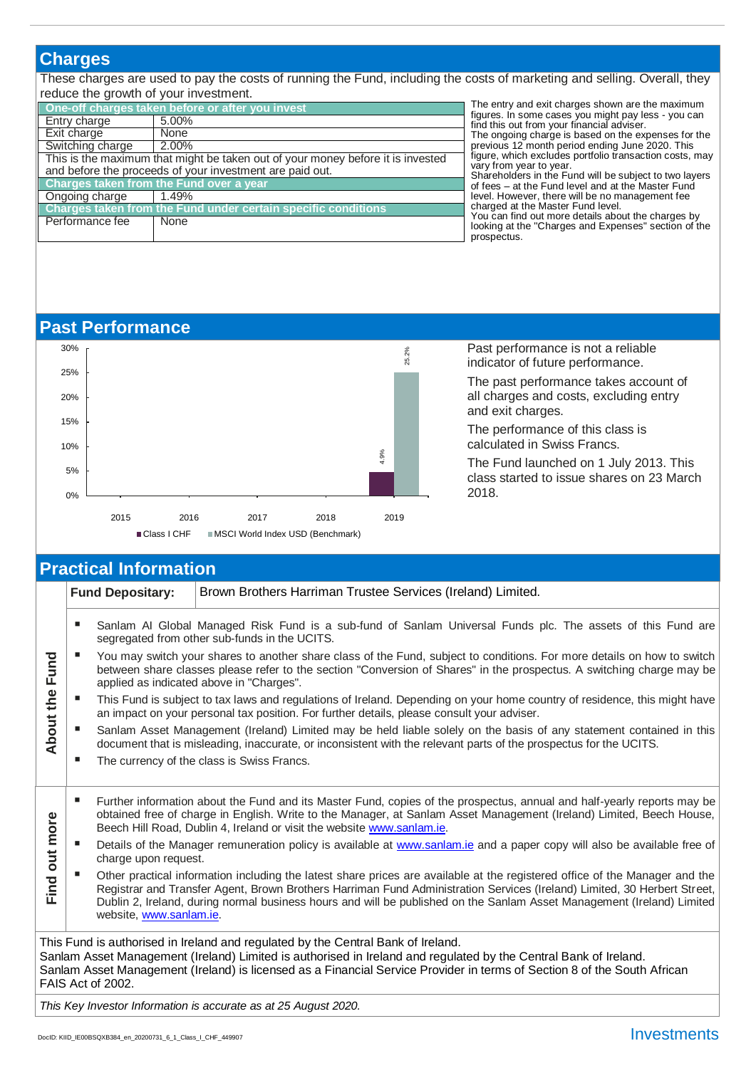## Charges

These charges are used to pay the costs of running the Fund, including the costs of marketing and selling. Overall, they reduce the growth of your investment.

| One-off charges taken before or after you invest | |
|---|---|
| Entry charge | 5.00% |
| Exit charge | None |
| Switching charge | 2.00% |
| This is the maximum that might be taken out of your money before it is invested and before the proceeds of your investment are paid out. | |
| **Charges taken from the Fund over a year** | |
| Ongoing charge | 1.49% |
| **Charges taken from the Fund under certain specific conditions** | |
| Performance fee | None |

The entry and exit charges shown are the maximum figures. In some cases you might pay less - you can find this out from your financial adviser.

The ongoing charge is based on the expenses for the previous 12 month period ending June 2020. This figure, which excludes portfolio transaction costs, may vary from year to year.

Shareholders in the Fund will be subject to two layers of fees – at the Fund level and at the Master Fund level. However, there will be no management fee charged at the Master Fund level.

You can find out more details about the charges by looking at the "Charges and Expenses" section of the prospectus.

## Past Performance

30%
25%
20%
15%
10%
5%
0%

2015
2016
2017
2018
2019

4.9%
25.2%

Class I CHF
MSCI World Index USD (Benchmark)

Past performance is not a reliable indicator of future performance.

The past performance takes account of all charges and costs, excluding entry and exit charges.

The performance of this class is calculated in Swiss Francs.

The Fund launched on 1 July 2013. This class started to issue shares on 23 March 2018.

## Practical Information

**Fund Depositary:** Brown Brothers Harriman Trustee Services (Ireland) Limited.

### About the Fund

- Sanlam AI Global Managed Risk Fund is a sub-fund of Sanlam Universal Funds plc. The assets of this Fund are segregated from other sub-funds in the UCITS.
- You may switch your shares to another share class of the Fund, subject to conditions. For more details on how to switch between share classes please refer to the section "Conversion of Shares" in the prospectus. A switching charge may be applied as indicated above in "Charges".
- This Fund is subject to tax laws and regulations of Ireland. Depending on your home country of residence, this might have an impact on your personal tax position. For further details, please consult your adviser.
- Sanlam Asset Management (Ireland) Limited may be held liable solely on the basis of any statement contained in this document that is misleading, inaccurate, or inconsistent with the relevant parts of the prospectus for the UCITS.
- The currency of the class is Swiss Francs.

### Find out more

- Further information about the Fund and its Master Fund, copies of the prospectus, annual and half-yearly reports may be obtained free of charge in English. Write to the Manager, at Sanlam Asset Management (Ireland) Limited, Beech House, Beech Hill Road, Dublin 4, Ireland or visit the website www.sanlam.ie.
- Details of the Manager remuneration policy is available at www.sanlam.ie and a paper copy will also be available free of charge upon request.
- Other practical information including the latest share prices are available at the registered office of the Manager and the Registrar and Transfer Agent, Brown Brothers Harriman Fund Administration Services (Ireland) Limited, 30 Herbert Street, Dublin 2, Ireland, during normal business hours and will be published on the Sanlam Asset Management (Ireland) Limited website, www.sanlam.ie.

This Fund is authorised in Ireland and regulated by the Central Bank of Ireland.
Sanlam Asset Management (Ireland) Limited is authorised in Ireland and regulated by the Central Bank of Ireland.
Sanlam Asset Management (Ireland) is licensed as a Financial Service Provider in terms of Section 8 of the South African FAIS Act of 2002.

*This Key Investor Information is accurate as at 25 August 2020.*

DocID: KIID_IE00BSQXB384_en_20200731_6_1_Class_I_CHF_449907

Investments